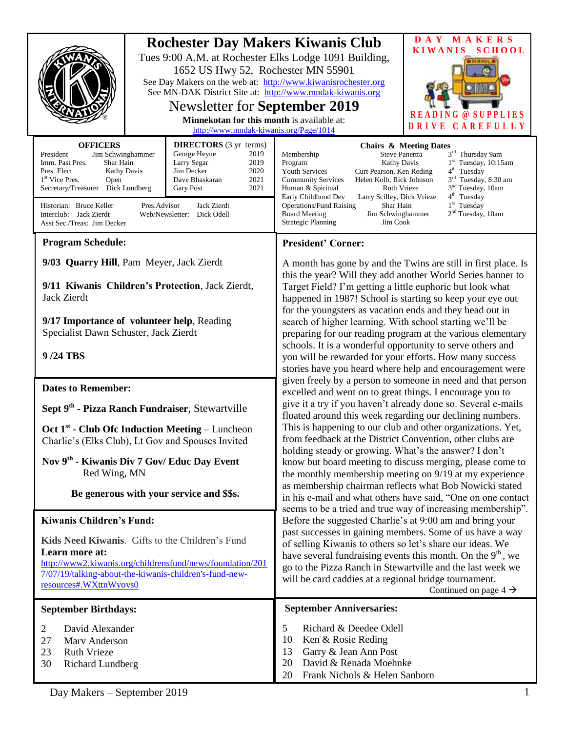# Rochester Day Makers Kiwanis Club

Tues 9:00 A.M. at Rochester Elks Lodge 1091 Building,
1652 US Hwy 52, Rochester MN 55901

See Day Makers on the web at: http://www.kiwanisrochester.org
See MN-DAK District Site at: http://www.mndak-kiwanis.org

## Newsletter for **September 2019**

**Minnekotan for this month** is available at: http://www.mndak-kiwanis.org/Page/1014

**DAY MAKERS KIWANIS SCHOOL**

**READING @ SUPPLIES DRIVE CAREFULLY**

| OFFICERS | |
|---|---|
| President | Jim Schwinghammer |
| Imm. Past Pres. | Shar Hain |
| Pres. Elect | Kathy Davis |
| 1st Vice Pres. | Open |
| Secretary/Treasurer | Dick Lundberg |

| DIRECTORS (3 yr terms) | |
|---|---|
| George Heyne | 2019 |
| Larry Segar | 2019 |
| Jim Decker | 2020 |
| Dave Bhaskaran | 2021 |
| Gary Post | 2021 |

Historian: Bruce Keller — Pres.Advisor: Jack Zierdt
Interclub: Jack Zierdt — Web/Newsletter: Dick Odell
Asst Sec./Treas: Jim Decker

| Chairs & Meeting Dates | | |
|---|---|---|
| Membership | Steve Panettta | 3rd Thursday 9am |
| Program | Kathy Davis | 1st Tuesday, 10:15am |
| Youth Services | Curt Pearson, Ken Reding | 4th Tuesday |
| Community Services | Helen Kolb, Rick Johnson | 3rd Tuesday, 8:30 am |
| Human & Spiritual | Ruth Vrieze | 3nd Tuesday, 10am |
| Early Childhood Dev | Larry Scilley, Dick Vrieze | 4th Tuesday |
| Operations/Fund Raising | Shar Hain | 1st Tuesday |
| Board Meeting | Jim Schwinghammer | 2nd Tuesday, 10am |
| Strategic Planning | Jim Cook | |

## Program Schedule:

**9/03 Quarry Hill**, Pam Meyer, Jack Zierdt

**9/11 Kiwanis Children's Protection**, Jack Zierdt, Jack Zierdt

**9/17 Importance of volunteer help**, Reading Specialist Dawn Schuster, Jack Zierdt

**9 /24 TBS**

## Dates to Remember:

**Sept 9th - Pizza Ranch Fundraiser**, Stewartville

**Oct 1st - Club Ofc Induction Meeting** – Luncheon Charlie's (Elks Club), Lt Gov and Spouses Invited

**Nov 9th - Kiwanis Div 7 Gov/ Educ Day Event** Red Wing, MN

**Be generous with your service and $$s.**

## Kiwanis Children's Fund:

**Kids Need Kiwanis**. Gifts to the Children's Fund
**Learn more at:**
http://www2.kiwanis.org/childrensfund/news/foundation/2017/07/19/talking-about-the-kiwanis-children's-fund-new-resources#.WXttnWyovs0

## President' Corner:

A month has gone by and the Twins are still in first place. Is this the year? Will they add another World Series banner to Target Field? I'm getting a little euphoric but look what happened in 1987! School is starting so keep your eye out for the youngsters as vacation ends and they head out in search of higher learning. With school starting we'll be preparing for our reading program at the various elementary schools. It is a wonderful opportunity to serve others and you will be rewarded for your efforts. How many success stories have you heard where help and encouragement were given freely by a person to someone in need and that person excelled and went on to great things. I encourage you to give it a try if you haven't already done so. Several e-mails floated around this week regarding our declining numbers. This is happening to our club and other organizations. Yet, from feedback at the District Convention, other clubs are holding steady or growing. What's the answer? I don't know but board meeting to discuss merging, please come to the monthly membership meeting on 9/19 at my experience as membership chairman reflects what Bob Nowicki stated in his e-mail and what others have said, "One on one contact seems to be a tried and true way of increasing membership". Before the suggested Charlie's at 9:00 am and bring your past successes in gaining members. Some of us have a way of selling Kiwanis to others so let's share our ideas. We have several fundraising events this month. On the 9th, we go to the Pizza Ranch in Stewartville and the last week we will be card caddies at a regional bridge tournament.

Continued on page 4 →

## September Birthdays:

- 2 David Alexander
- 27 Marv Anderson
- 23 Ruth Vrieze
- 30 Richard Lundberg

## September Anniversaries:

- 5 Richard & Deedee Odell
- 10 Ken & Rosie Reding
- 13 Garry & Jean Ann Post
- 20 David & Renada Moehnke
- 20 Frank Nichols & Helen Sanborn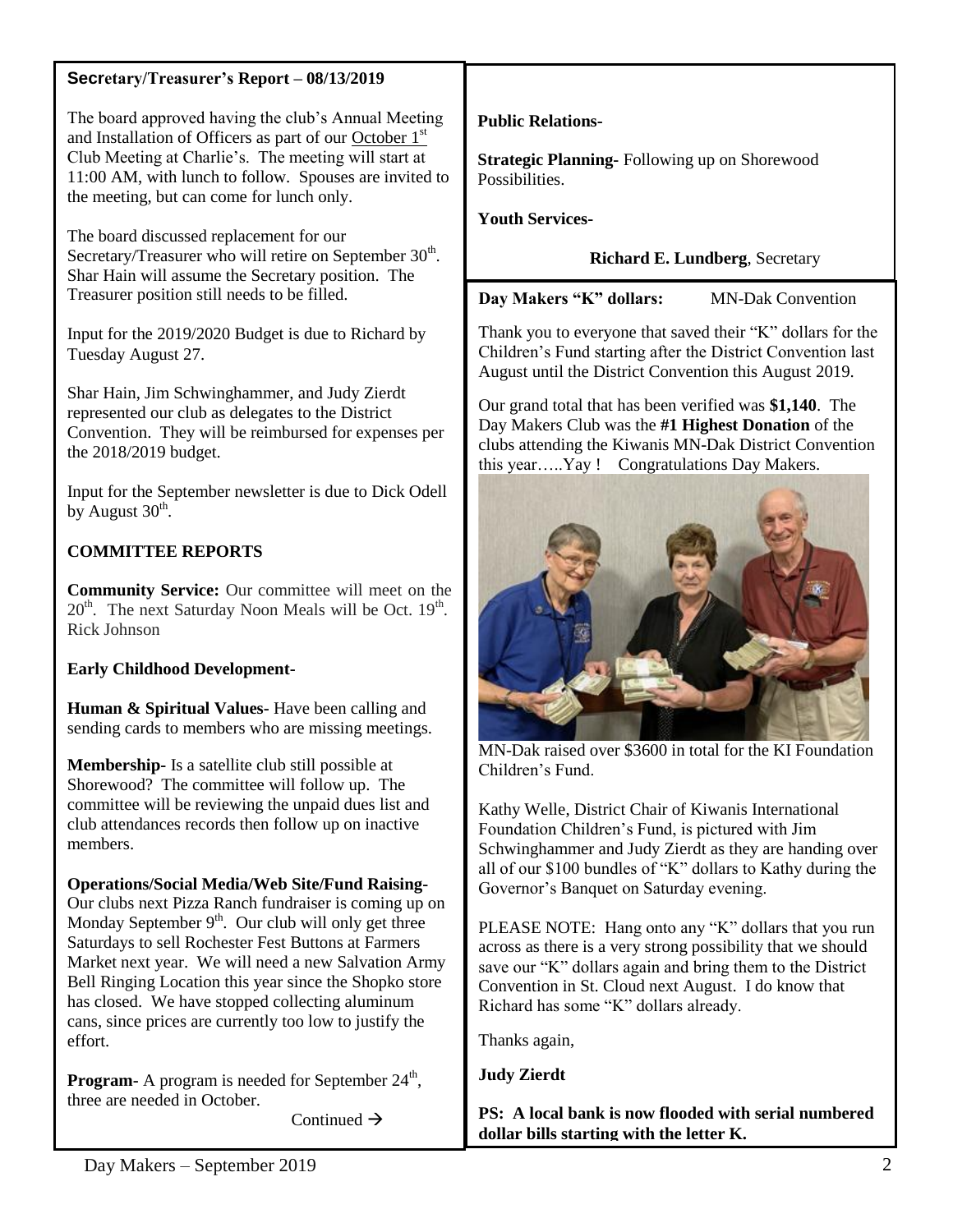**Secretary/Treasurer's Report – 08/13/2019**

The board approved having the club's Annual Meeting and Installation of Officers as part of our October 1st Club Meeting at Charlie's. The meeting will start at 11:00 AM, with lunch to follow. Spouses are invited to the meeting, but can come for lunch only.

The board discussed replacement for our Secretary/Treasurer who will retire on September 30th. Shar Hain will assume the Secretary position. The Treasurer position still needs to be filled.

Input for the 2019/2020 Budget is due to Richard by Tuesday August 27.

Shar Hain, Jim Schwinghammer, and Judy Zierdt represented our club as delegates to the District Convention. They will be reimbursed for expenses per the 2018/2019 budget.

Input for the September newsletter is due to Dick Odell by August 30th.

**COMMITTEE REPORTS**

**Community Service:** Our committee will meet on the 20th. The next Saturday Noon Meals will be Oct. 19th. Rick Johnson

**Early Childhood Development-**

**Human & Spiritual Values-** Have been calling and sending cards to members who are missing meetings.

**Membership-** Is a satellite club still possible at Shorewood? The committee will follow up. The committee will be reviewing the unpaid dues list and club attendances records then follow up on inactive members.

**Operations/Social Media/Web Site/Fund Raising-** Our clubs next Pizza Ranch fundraiser is coming up on Monday September 9th. Our club will only get three Saturdays to sell Rochester Fest Buttons at Farmers Market next year. We will need a new Salvation Army Bell Ringing Location this year since the Shopko store has closed. We have stopped collecting aluminum cans, since prices are currently too low to justify the effort.

**Program-** A program is needed for September 24th, three are needed in October.

Continued →

**Public Relations-**

**Strategic Planning-** Following up on Shorewood Possibilities.

**Youth Services-**

**Richard E. Lundberg**, Secretary

**Day Makers "K" dollars:** MN-Dak Convention

Thank you to everyone that saved their "K" dollars for the Children's Fund starting after the District Convention last August until the District Convention this August 2019.

Our grand total that has been verified was **$1,140**. The Day Makers Club was the **#1 Highest Donation** of the clubs attending the Kiwanis MN-Dak District Convention this year…..Yay ! Congratulations Day Makers.

MN-Dak raised over $3600 in total for the KI Foundation Children's Fund.

Kathy Welle, District Chair of Kiwanis International Foundation Children's Fund, is pictured with Jim Schwinghammer and Judy Zierdt as they are handing over all of our $100 bundles of "K" dollars to Kathy during the Governor's Banquet on Saturday evening.

PLEASE NOTE: Hang onto any "K" dollars that you run across as there is a very strong possibility that we should save our "K" dollars again and bring them to the District Convention in St. Cloud next August. I do know that Richard has some "K" dollars already.

Thanks again,

**Judy Zierdt**

**PS: A local bank is now flooded with serial numbered dollar bills starting with the letter K.**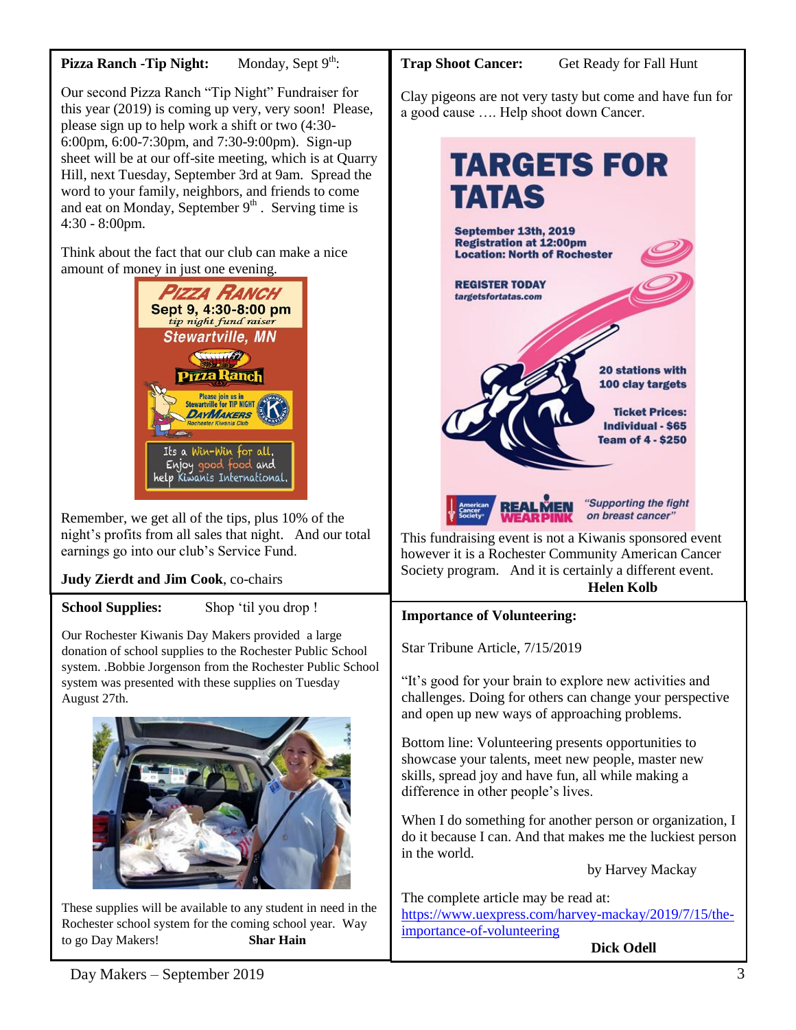**Pizza Ranch -Tip Night:** Monday, Sept 9th:

Our second Pizza Ranch "Tip Night" Fundraiser for this year (2019) is coming up very, very soon! Please, please sign up to help work a shift or two (4:30-6:00pm, 6:00-7:30pm, and 7:30-9:00pm). Sign-up sheet will be at our off-site meeting, which is at Quarry Hill, next Tuesday, September 3rd at 9am. Spread the word to your family, neighbors, and friends to come and eat on Monday, September 9th. Serving time is 4:30 - 8:00pm.

Think about the fact that our club can make a nice amount of money in just one evening.

PIZZA RANCH
Sept 9, 4:30-8:00 pm
tip night fund raiser
Stewartville, MN

Pizza Ranch

Please join us in Stewartville for TIP NIGHT
DAYMAKERS
Rochester Kiwanis Club

Its a Win-Win for all.
Enjoy good food and
help Kiwanis International.

Remember, we get all of the tips, plus 10% of the night's profits from all sales that night. And our total earnings go into our club's Service Fund.

**Judy Zierdt and Jim Cook**, co-chairs

**School Supplies:** Shop 'til you drop !

Our Rochester Kiwanis Day Makers provided a large donation of school supplies to the Rochester Public School system. .Bobbie Jorgenson from the Rochester Public School system was presented with these supplies on Tuesday August 27th.

These supplies will be available to any student in need in the Rochester school system for the coming school year. Way to go Day Makers! **Shar Hain**

**Trap Shoot Cancer:** Get Ready for Fall Hunt

Clay pigeons are not very tasty but come and have fun for a good cause …. Help shoot down Cancer.

TARGETS FOR TATAS

September 13th, 2019
Registration at 12:00pm
Location: North of Rochester

REGISTER TODAY
targetsfortatas.com

20 stations with 100 clay targets

Ticket Prices:
Individual - $65
Team of 4 - $250

American Cancer Society — REAL MEN WEAR PINK — "Supporting the fight on breast cancer"

This fundraising event is not a Kiwanis sponsored event however it is a Rochester Community American Cancer Society program. And it is certainly a different event.

**Helen Kolb**

**Importance of Volunteering:**

Star Tribune Article, 7/15/2019

"It's good for your brain to explore new activities and challenges. Doing for others can change your perspective and open up new ways of approaching problems.

Bottom line: Volunteering presents opportunities to showcase your talents, meet new people, master new skills, spread joy and have fun, all while making a difference in other people's lives.

When I do something for another person or organization, I do it because I can. And that makes me the luckiest person in the world.

by Harvey Mackay

The complete article may be read at:
https://www.uexpress.com/harvey-mackay/2019/7/15/the-importance-of-volunteering

**Dick Odell**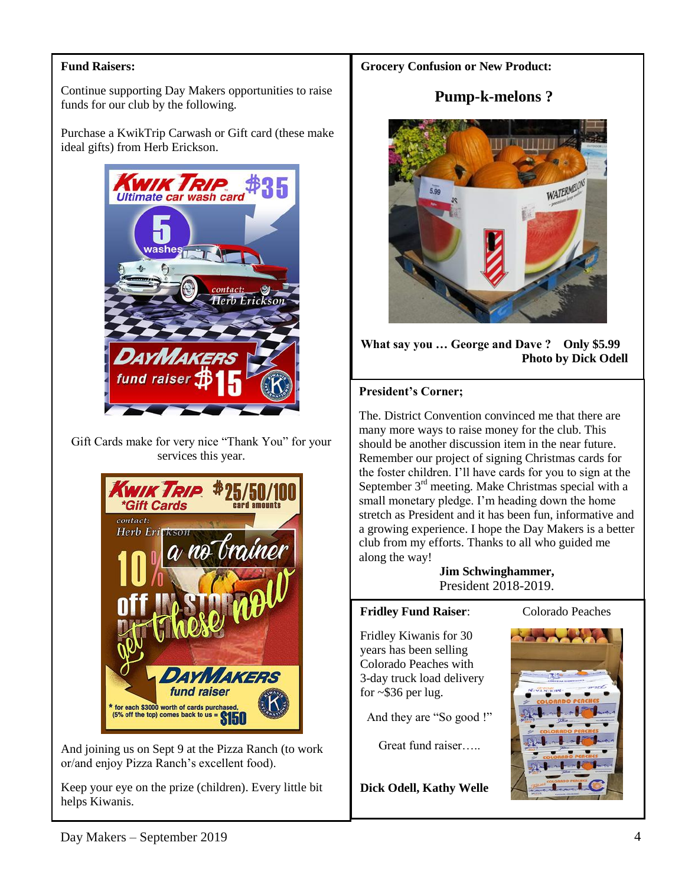**Fund Raisers:**

Continue supporting Day Makers opportunities to raise funds for our club by the following.

Purchase a KwikTrip Carwash or Gift card (these make ideal gifts) from Herb Erickson.

Gift Cards make for very nice “Thank You” for your services this year.

And joining us on Sept 9 at the Pizza Ranch (to work or/and enjoy Pizza Ranch’s excellent food).

Keep your eye on the prize (children). Every little bit helps Kiwanis.

**Grocery Confusion or New Product:**

## Pump-k-melons ?

**What say you … George and Dave ? Only $5.99**

**Photo by Dick Odell**

**President’s Corner;**

The. District Convention convinced me that there are many more ways to raise money for the club. This should be another discussion item in the near future. Remember our project of signing Christmas cards for the foster children. I’ll have cards for you to sign at the September 3rd meeting. Make Christmas special with a small monetary pledge. I’m heading down the home stretch as President and it has been fun, informative and a growing experience. I hope the Day Makers is a better club from my efforts. Thanks to all who guided me along the way!

**Jim Schwinghammer,**
President 2018-2019.

**Fridley Fund Raiser**: Colorado Peaches

Fridley Kiwanis for 30 years has been selling Colorado Peaches with 3-day truck load delivery for ~$36 per lug.

And they are “So good !”

Great fund raiser…..

**Dick Odell, Kathy Welle**